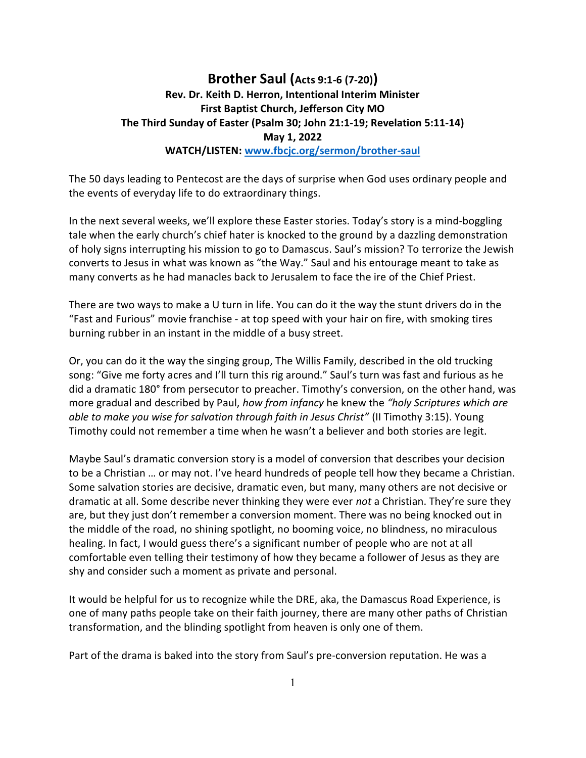# Brother Saul (Acts 9:1-6 (7-20))

**Rev. Dr. Keith D. Herron, Intentional Interim Minister**
**First Baptist Church, Jefferson City MO**
**The Third Sunday of Easter (Psalm 30; John 21:1-19; Revelation 5:11-14)**
**May 1, 2022**
**WATCH/LISTEN: [www.fbcjc.org/sermon/brother-saul](http://www.fbcjc.org/sermon/brother-saul)**

The 50 days leading to Pentecost are the days of surprise when God uses ordinary people and the events of everyday life to do extraordinary things.

In the next several weeks, we'll explore these Easter stories. Today's story is a mind-boggling tale when the early church's chief hater is knocked to the ground by a dazzling demonstration of holy signs interrupting his mission to go to Damascus. Saul's mission? To terrorize the Jewish converts to Jesus in what was known as "the Way." Saul and his entourage meant to take as many converts as he had manacles back to Jerusalem to face the ire of the Chief Priest.

There are two ways to make a U turn in life. You can do it the way the stunt drivers do in the "Fast and Furious" movie franchise - at top speed with your hair on fire, with smoking tires burning rubber in an instant in the middle of a busy street.

Or, you can do it the way the singing group, The Willis Family, described in the old trucking song: "Give me forty acres and I'll turn this rig around." Saul's turn was fast and furious as he did a dramatic 180° from persecutor to preacher. Timothy's conversion, on the other hand, was more gradual and described by Paul, *how from infancy* he knew the *"holy Scriptures which are able to make you wise for salvation through faith in Jesus Christ"* (II Timothy 3:15). Young Timothy could not remember a time when he wasn't a believer and both stories are legit.

Maybe Saul's dramatic conversion story is a model of conversion that describes your decision to be a Christian … or may not. I've heard hundreds of people tell how they became a Christian. Some salvation stories are decisive, dramatic even, but many, many others are not decisive or dramatic at all. Some describe never thinking they were ever *not* a Christian. They're sure they are, but they just don't remember a conversion moment. There was no being knocked out in the middle of the road, no shining spotlight, no booming voice, no blindness, no miraculous healing. In fact, I would guess there's a significant number of people who are not at all comfortable even telling their testimony of how they became a follower of Jesus as they are shy and consider such a moment as private and personal.

It would be helpful for us to recognize while the DRE, aka, the Damascus Road Experience, is one of many paths people take on their faith journey, there are many other paths of Christian transformation, and the blinding spotlight from heaven is only one of them.

Part of the drama is baked into the story from Saul's pre-conversion reputation. He was a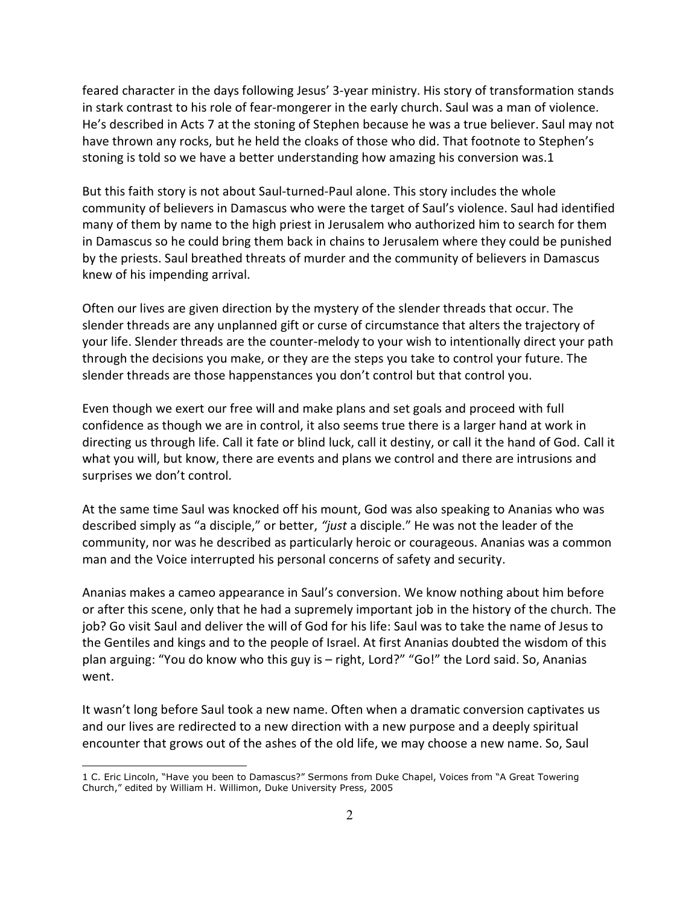feared character in the days following Jesus' 3-year ministry. His story of transformation stands in stark contrast to his role of fear-mongerer in the early church. Saul was a man of violence. He's described in Acts 7 at the stoning of Stephen because he was a true believer. Saul may not have thrown any rocks, but he held the cloaks of those who did. That footnote to Stephen's stoning is told so we have a better understanding how amazing his conversion was.[1]

But this faith story is not about Saul-turned-Paul alone. This story includes the whole community of believers in Damascus who were the target of Saul's violence. Saul had identified many of them by name to the high priest in Jerusalem who authorized him to search for them in Damascus so he could bring them back in chains to Jerusalem where they could be punished by the priests. Saul breathed threats of murder and the community of believers in Damascus knew of his impending arrival.

Often our lives are given direction by the mystery of the slender threads that occur. The slender threads are any unplanned gift or curse of circumstance that alters the trajectory of your life. Slender threads are the counter-melody to your wish to intentionally direct your path through the decisions you make, or they are the steps you take to control your future. The slender threads are those happenstances you don't control but that control you.

Even though we exert our free will and make plans and set goals and proceed with full confidence as though we are in control, it also seems true there is a larger hand at work in directing us through life. Call it fate or blind luck, call it destiny, or call it the hand of God. Call it what you will, but know, there are events and plans we control and there are intrusions and surprises we don't control.

At the same time Saul was knocked off his mount, God was also speaking to Ananias who was described simply as "a disciple," or better, *"just* a disciple." He was not the leader of the community, nor was he described as particularly heroic or courageous. Ananias was a common man and the Voice interrupted his personal concerns of safety and security.

Ananias makes a cameo appearance in Saul's conversion. We know nothing about him before or after this scene, only that he had a supremely important job in the history of the church. The job? Go visit Saul and deliver the will of God for his life: Saul was to take the name of Jesus to the Gentiles and kings and to the people of Israel. At first Ananias doubted the wisdom of this plan arguing: "You do know who this guy is – right, Lord?" "Go!" the Lord said. So, Ananias went.

It wasn't long before Saul took a new name. Often when a dramatic conversion captivates us and our lives are redirected to a new direction with a new purpose and a deeply spiritual encounter that grows out of the ashes of the old life, we may choose a new name. So, Saul

---

[1] C. Eric Lincoln, "Have you been to Damascus?" Sermons from Duke Chapel, Voices from "A Great Towering Church," edited by William H. Willimon, Duke University Press, 2005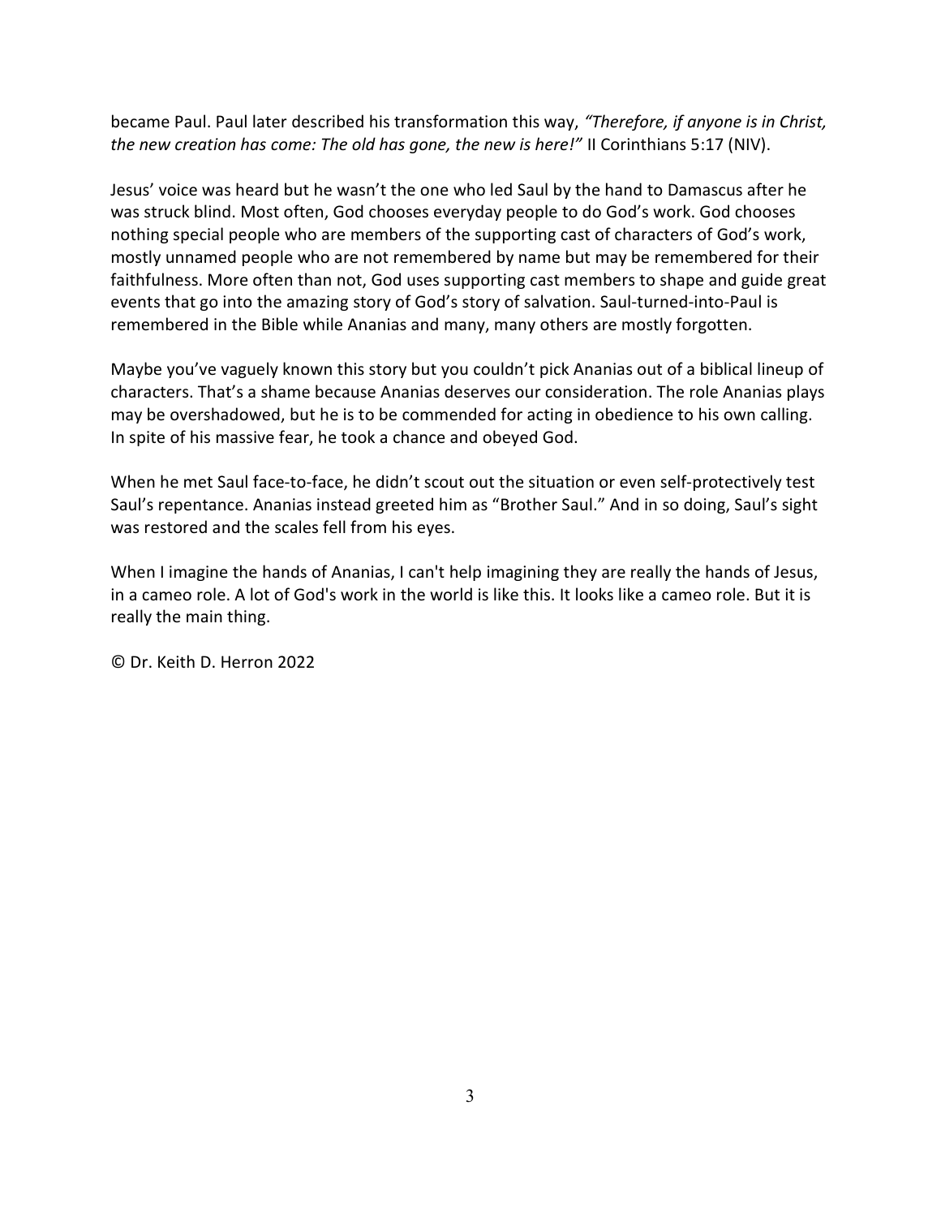became Paul. Paul later described his transformation this way, *"Therefore, if anyone is in Christ, the new creation has come: The old has gone, the new is here!"* II Corinthians 5:17 (NIV).

Jesus' voice was heard but he wasn't the one who led Saul by the hand to Damascus after he was struck blind. Most often, God chooses everyday people to do God's work. God chooses nothing special people who are members of the supporting cast of characters of God's work, mostly unnamed people who are not remembered by name but may be remembered for their faithfulness. More often than not, God uses supporting cast members to shape and guide great events that go into the amazing story of God's story of salvation. Saul-turned-into-Paul is remembered in the Bible while Ananias and many, many others are mostly forgotten.

Maybe you've vaguely known this story but you couldn't pick Ananias out of a biblical lineup of characters. That's a shame because Ananias deserves our consideration. The role Ananias plays may be overshadowed, but he is to be commended for acting in obedience to his own calling. In spite of his massive fear, he took a chance and obeyed God.

When he met Saul face-to-face, he didn't scout out the situation or even self-protectively test Saul's repentance. Ananias instead greeted him as "Brother Saul." And in so doing, Saul's sight was restored and the scales fell from his eyes.

When I imagine the hands of Ananias, I can't help imagining they are really the hands of Jesus, in a cameo role. A lot of God's work in the world is like this. It looks like a cameo role. But it is really the main thing.

© Dr. Keith D. Herron 2022